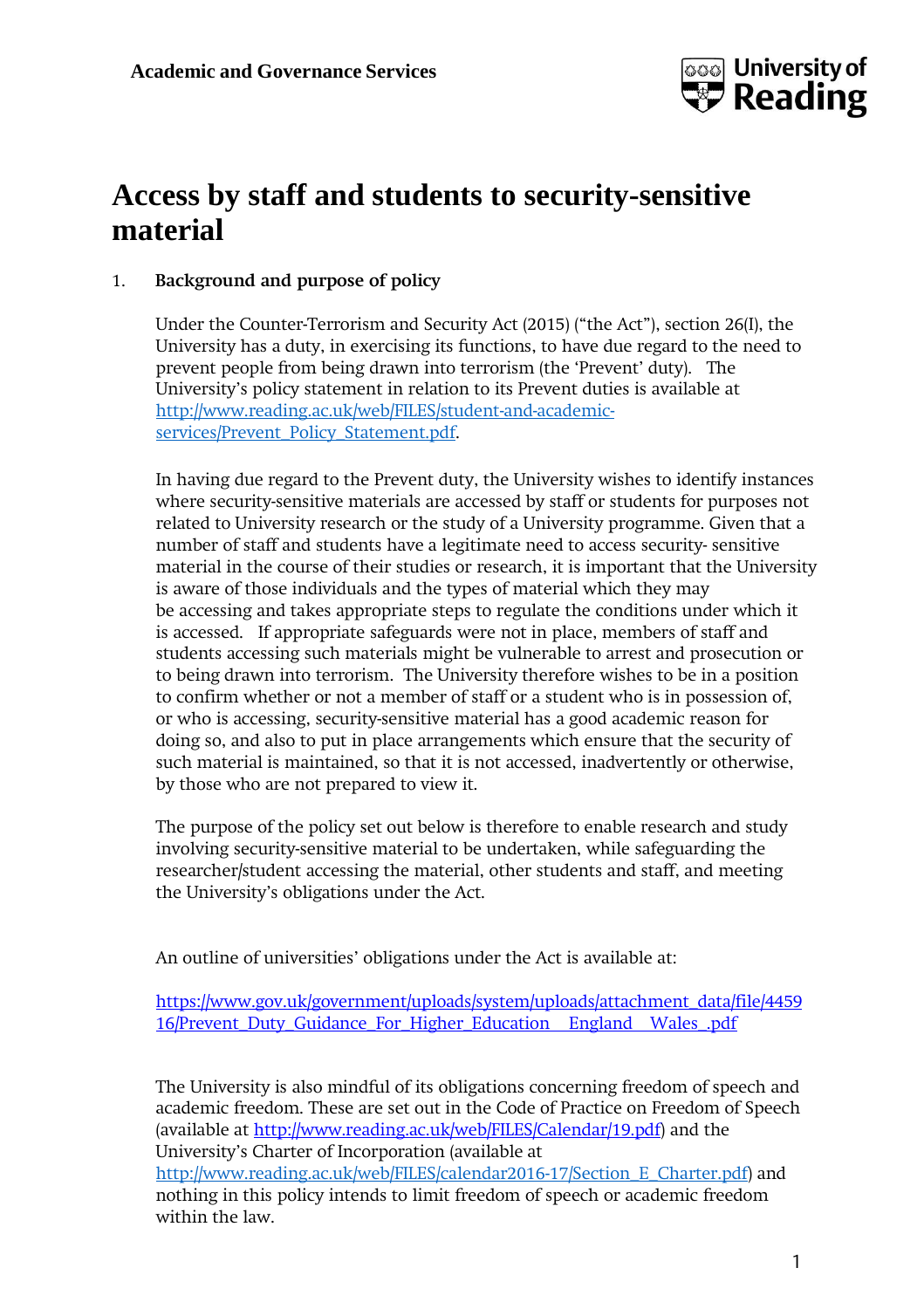Academic and Governance Services

# Access by staff and students to security-sensitive material

## 1. Background and purpose of policy

Under the Counter-Terrorism and Security Act (2015) ("the Act"), section 26(I), the University has a duty, in exercising its functions, to have due regard to the need to prevent people from being drawn into terrorism (the 'Prevent' duty). The University's policy statement in relation to its Prevent duties is available at http://www.reading.ac.uk/web/FILES/student-and-academic-services/Prevent_Policy_Statement.pdf.

In having due regard to the Prevent duty, the University wishes to identify instances where security-sensitive materials are accessed by staff or students for purposes not related to University research or the study of a University programme. Given that a number of staff and students have a legitimate need to access security- sensitive material in the course of their studies or research, it is important that the University is aware of those individuals and the types of material which they may be accessing and takes appropriate steps to regulate the conditions under which it is accessed. If appropriate safeguards were not in place, members of staff and students accessing such materials might be vulnerable to arrest and prosecution or to being drawn into terrorism. The University therefore wishes to be in a position to confirm whether or not a member of staff or a student who is in possession of, or who is accessing, security-sensitive material has a good academic reason for doing so, and also to put in place arrangements which ensure that the security of such material is maintained, so that it is not accessed, inadvertently or otherwise, by those who are not prepared to view it.

The purpose of the policy set out below is therefore to enable research and study involving security-sensitive material to be undertaken, while safeguarding the researcher/student accessing the material, other students and staff, and meeting the University's obligations under the Act.

An outline of universities' obligations under the Act is available at:

https://www.gov.uk/government/uploads/system/uploads/attachment_data/file/445916/Prevent_Duty_Guidance_For_Higher_Education__England__Wales_.pdf

The University is also mindful of its obligations concerning freedom of speech and academic freedom. These are set out in the Code of Practice on Freedom of Speech (available at http://www.reading.ac.uk/web/FILES/Calendar/19.pdf) and the University's Charter of Incorporation (available at http://www.reading.ac.uk/web/FILES/calendar2016-17/Section_E_Charter.pdf) and nothing in this policy intends to limit freedom of speech or academic freedom within the law.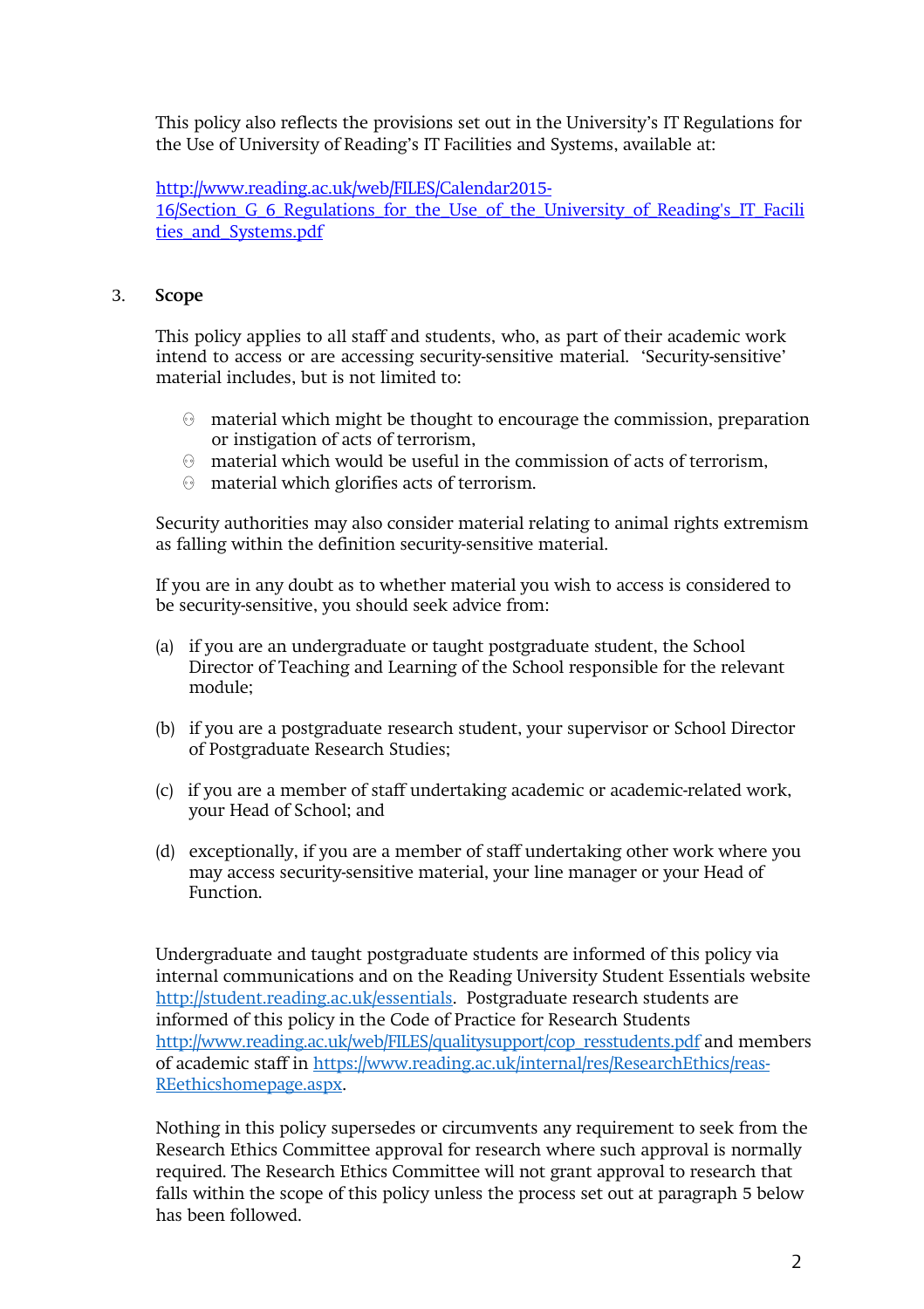This policy also reflects the provisions set out in the University's IT Regulations for the Use of University of Reading's IT Facilities and Systems, available at:

http://www.reading.ac.uk/web/FILES/Calendar2015-16/Section_G_6_Regulations_for_the_Use_of_the_University_of_Reading's_IT_Facilities_and_Systems.pdf

## 3. Scope

This policy applies to all staff and students, who, as part of their academic work intend to access or are accessing security-sensitive material. 'Security-sensitive' material includes, but is not limited to:

- material which might be thought to encourage the commission, preparation or instigation of acts of terrorism,
- material which would be useful in the commission of acts of terrorism,
- material which glorifies acts of terrorism.

Security authorities may also consider material relating to animal rights extremism as falling within the definition security-sensitive material.

If you are in any doubt as to whether material you wish to access is considered to be security-sensitive, you should seek advice from:

(a) if you are an undergraduate or taught postgraduate student, the School Director of Teaching and Learning of the School responsible for the relevant module;

(b) if you are a postgraduate research student, your supervisor or School Director of Postgraduate Research Studies;

(c) if you are a member of staff undertaking academic or academic-related work, your Head of School; and

(d) exceptionally, if you are a member of staff undertaking other work where you may access security-sensitive material, your line manager or your Head of Function.

Undergraduate and taught postgraduate students are informed of this policy via internal communications and on the Reading University Student Essentials website http://student.reading.ac.uk/essentials. Postgraduate research students are informed of this policy in the Code of Practice for Research Students http://www.reading.ac.uk/web/FILES/qualitysupport/cop_resstudents.pdf and members of academic staff in https://www.reading.ac.uk/internal/res/ResearchEthics/reas-REethicshomepage.aspx.

Nothing in this policy supersedes or circumvents any requirement to seek from the Research Ethics Committee approval for research where such approval is normally required. The Research Ethics Committee will not grant approval to research that falls within the scope of this policy unless the process set out at paragraph 5 below has been followed.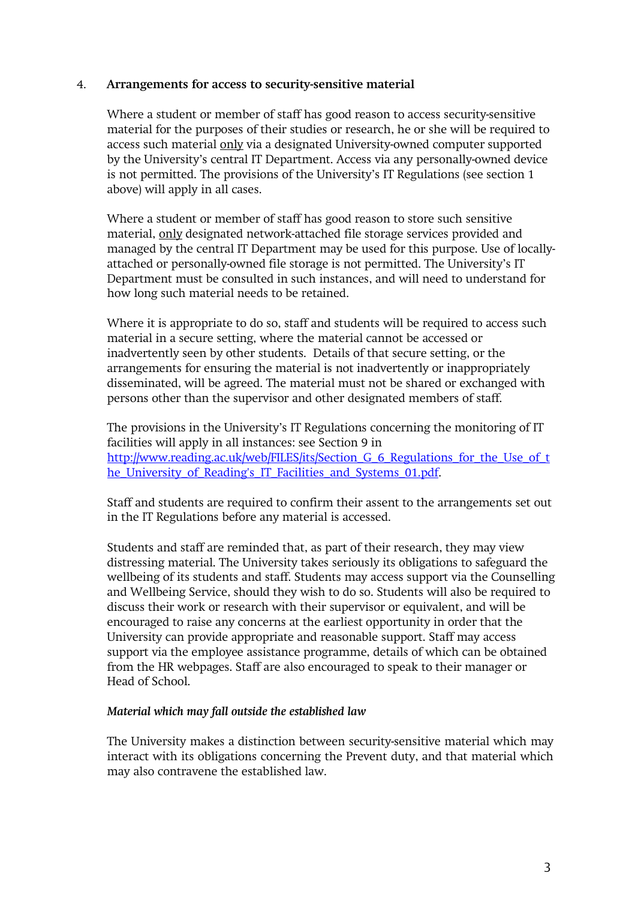## 4. Arrangements for access to security-sensitive material

Where a student or member of staff has good reason to access security-sensitive material for the purposes of their studies or research, he or she will be required to access such material <u>only</u> via a designated University-owned computer supported by the University's central IT Department. Access via any personally-owned device is not permitted. The provisions of the University's IT Regulations (see section 1 above) will apply in all cases.

Where a student or member of staff has good reason to store such sensitive material, <u>only</u> designated network-attached file storage services provided and managed by the central IT Department may be used for this purpose. Use of locally-attached or personally-owned file storage is not permitted. The University's IT Department must be consulted in such instances, and will need to understand for how long such material needs to be retained.

Where it is appropriate to do so, staff and students will be required to access such material in a secure setting, where the material cannot be accessed or inadvertently seen by other students. Details of that secure setting, or the arrangements for ensuring the material is not inadvertently or inappropriately disseminated, will be agreed. The material must not be shared or exchanged with persons other than the supervisor and other designated members of staff.

The provisions in the University's IT Regulations concerning the monitoring of IT facilities will apply in all instances: see Section 9 in [http://www.reading.ac.uk/web/FILES/its/Section_G_6_Regulations_for_the_Use_of_the_University_of_Reading's_IT_Facilities_and_Systems_01.pdf](http://www.reading.ac.uk/web/FILES/its/Section_G_6_Regulations_for_the_Use_of_the_University_of_Reading's_IT_Facilities_and_Systems_01.pdf).

Staff and students are required to confirm their assent to the arrangements set out in the IT Regulations before any material is accessed.

Students and staff are reminded that, as part of their research, they may view distressing material. The University takes seriously its obligations to safeguard the wellbeing of its students and staff. Students may access support via the Counselling and Wellbeing Service, should they wish to do so. Students will also be required to discuss their work or research with their supervisor or equivalent, and will be encouraged to raise any concerns at the earliest opportunity in order that the University can provide appropriate and reasonable support. Staff may access support via the employee assistance programme, details of which can be obtained from the HR webpages. Staff are also encouraged to speak to their manager or Head of School.

***Material which may fall outside the established law***

The University makes a distinction between security-sensitive material which may interact with its obligations concerning the Prevent duty, and that material which may also contravene the established law.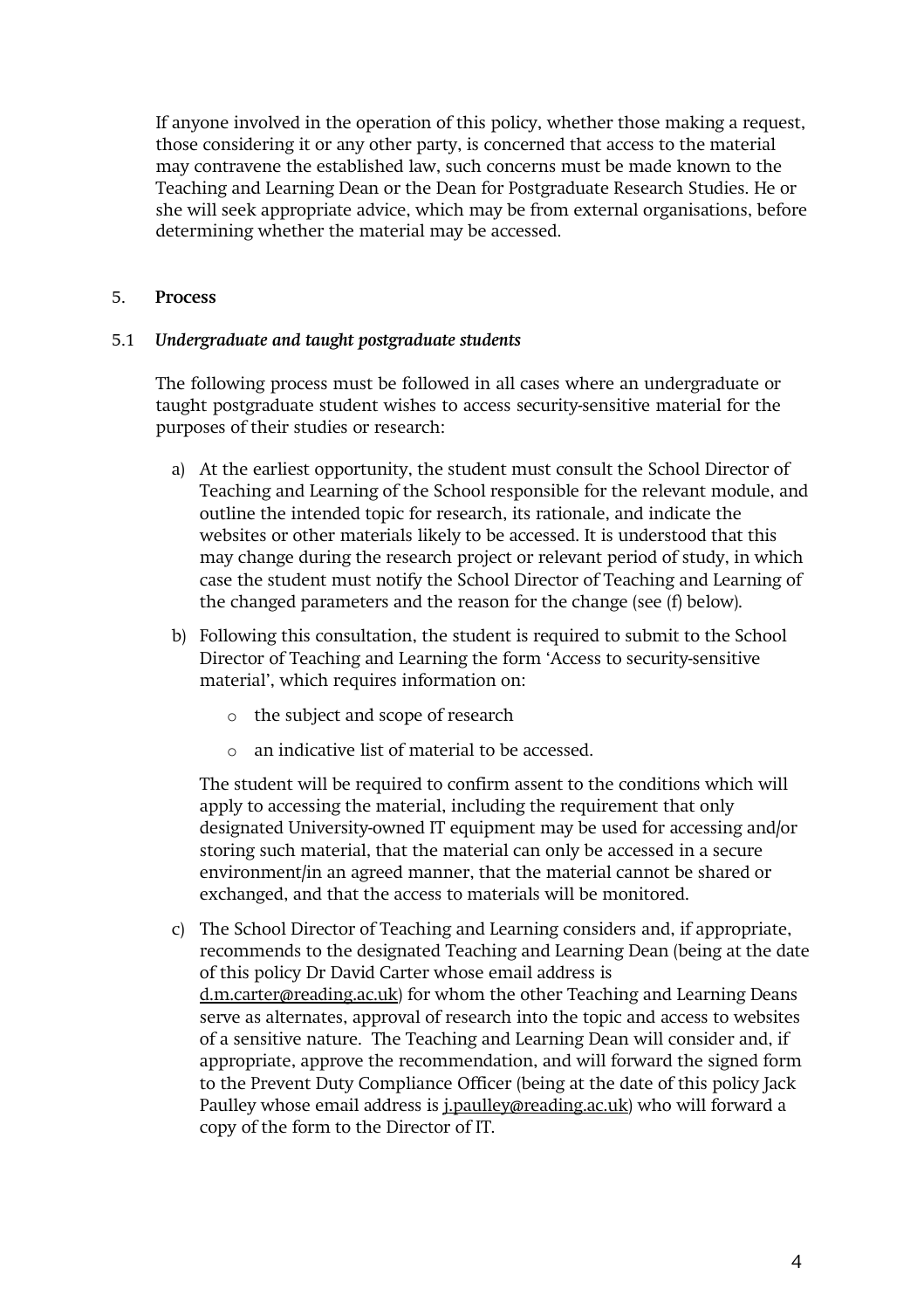If anyone involved in the operation of this policy, whether those making a request, those considering it or any other party, is concerned that access to the material may contravene the established law, such concerns must be made known to the Teaching and Learning Dean or the Dean for Postgraduate Research Studies. He or she will seek appropriate advice, which may be from external organisations, before determining whether the material may be accessed.

## 5. Process

### 5.1 *Undergraduate and taught postgraduate students*

The following process must be followed in all cases where an undergraduate or taught postgraduate student wishes to access security-sensitive material for the purposes of their studies or research:

a) At the earliest opportunity, the student must consult the School Director of Teaching and Learning of the School responsible for the relevant module, and outline the intended topic for research, its rationale, and indicate the websites or other materials likely to be accessed. It is understood that this may change during the research project or relevant period of study, in which case the student must notify the School Director of Teaching and Learning of the changed parameters and the reason for the change (see (f) below).

b) Following this consultation, the student is required to submit to the School Director of Teaching and Learning the form 'Access to security-sensitive material', which requires information on:

   - the subject and scope of research
   - an indicative list of material to be accessed.

   The student will be required to confirm assent to the conditions which will apply to accessing the material, including the requirement that only designated University-owned IT equipment may be used for accessing and/or storing such material, that the material can only be accessed in a secure environment/in an agreed manner, that the material cannot be shared or exchanged, and that the access to materials will be monitored.

c) The School Director of Teaching and Learning considers and, if appropriate, recommends to the designated Teaching and Learning Dean (being at the date of this policy Dr David Carter whose email address is d.m.carter@reading.ac.uk) for whom the other Teaching and Learning Deans serve as alternates, approval of research into the topic and access to websites of a sensitive nature. The Teaching and Learning Dean will consider and, if appropriate, approve the recommendation, and will forward the signed form to the Prevent Duty Compliance Officer (being at the date of this policy Jack Paulley whose email address is j.paulley@reading.ac.uk) who will forward a copy of the form to the Director of IT.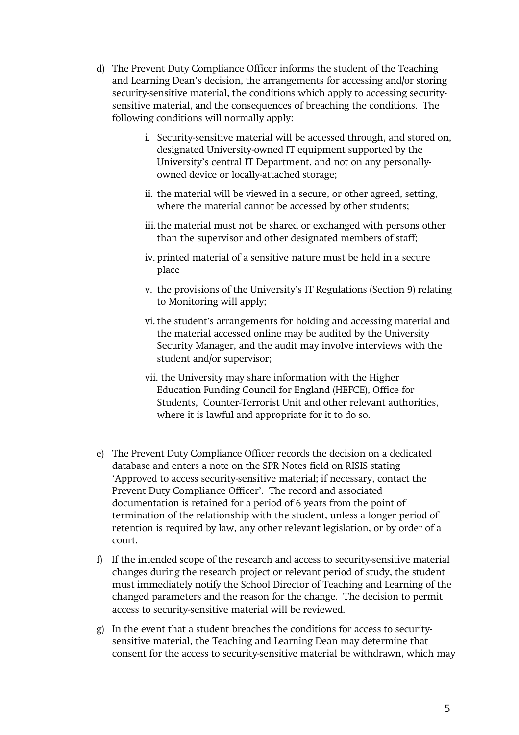d) The Prevent Duty Compliance Officer informs the student of the Teaching and Learning Dean's decision, the arrangements for accessing and/or storing security-sensitive material, the conditions which apply to accessing security-sensitive material, and the consequences of breaching the conditions. The following conditions will normally apply:

   i. Security-sensitive material will be accessed through, and stored on, designated University-owned IT equipment supported by the University's central IT Department, and not on any personally-owned device or locally-attached storage;

   ii. the material will be viewed in a secure, or other agreed, setting, where the material cannot be accessed by other students;

   iii. the material must not be shared or exchanged with persons other than the supervisor and other designated members of staff;

   iv. printed material of a sensitive nature must be held in a secure place

   v. the provisions of the University's IT Regulations (Section 9) relating to Monitoring will apply;

   vi. the student's arrangements for holding and accessing material and the material accessed online may be audited by the University Security Manager, and the audit may involve interviews with the student and/or supervisor;

   vii. the University may share information with the Higher Education Funding Council for England (HEFCE), Office for Students, Counter-Terrorist Unit and other relevant authorities, where it is lawful and appropriate for it to do so.

e) The Prevent Duty Compliance Officer records the decision on a dedicated database and enters a note on the SPR Notes field on RISIS stating 'Approved to access security-sensitive material; if necessary, contact the Prevent Duty Compliance Officer'. The record and associated documentation is retained for a period of 6 years from the point of termination of the relationship with the student, unless a longer period of retention is required by law, any other relevant legislation, or by order of a court.

f) If the intended scope of the research and access to security-sensitive material changes during the research project or relevant period of study, the student must immediately notify the School Director of Teaching and Learning of the changed parameters and the reason for the change. The decision to permit access to security-sensitive material will be reviewed.

g) In the event that a student breaches the conditions for access to security-sensitive material, the Teaching and Learning Dean may determine that consent for the access to security-sensitive material be withdrawn, which may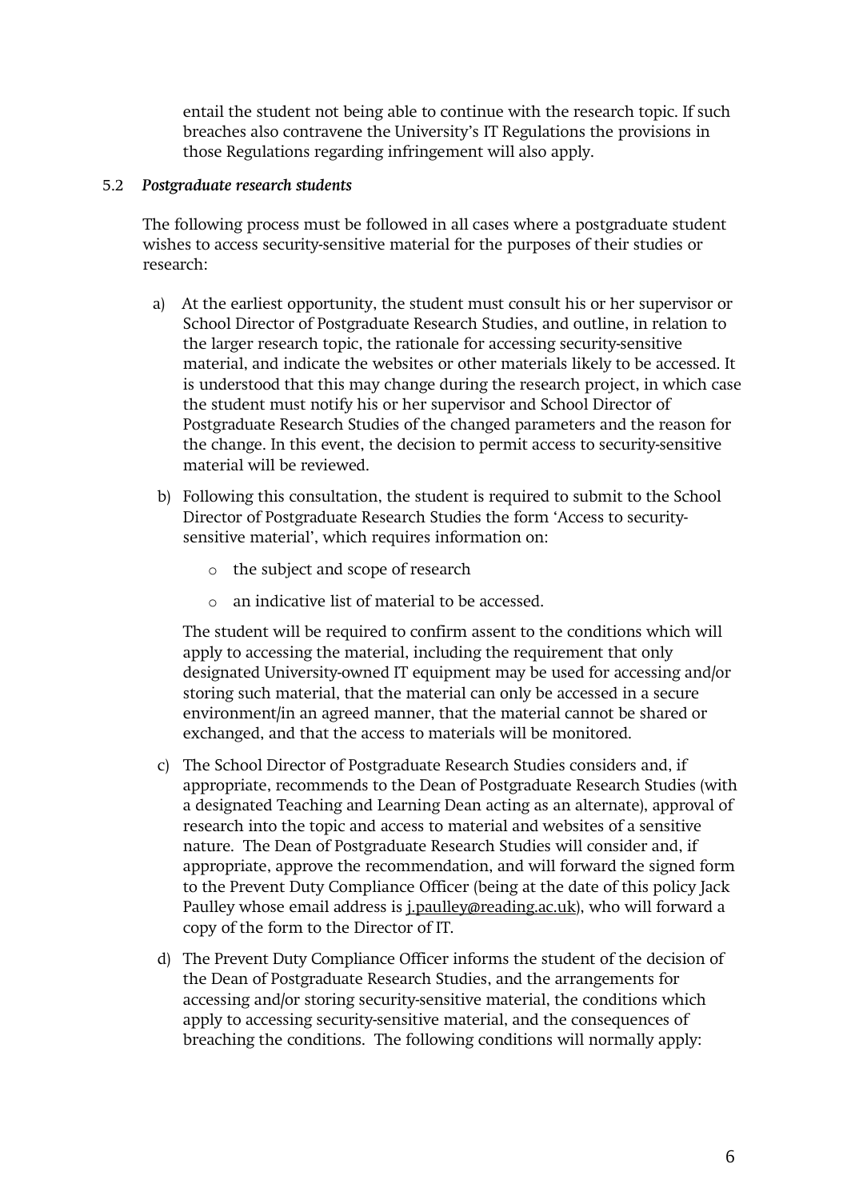entail the student not being able to continue with the research topic. If such breaches also contravene the University's IT Regulations the provisions in those Regulations regarding infringement will also apply.

5.2 ***Postgraduate research students***

The following process must be followed in all cases where a postgraduate student wishes to access security-sensitive material for the purposes of their studies or research:

a) At the earliest opportunity, the student must consult his or her supervisor or School Director of Postgraduate Research Studies, and outline, in relation to the larger research topic, the rationale for accessing security-sensitive material, and indicate the websites or other materials likely to be accessed. It is understood that this may change during the research project, in which case the student must notify his or her supervisor and School Director of Postgraduate Research Studies of the changed parameters and the reason for the change. In this event, the decision to permit access to security-sensitive material will be reviewed.

b) Following this consultation, the student is required to submit to the School Director of Postgraduate Research Studies the form 'Access to security-sensitive material', which requires information on:

   - the subject and scope of research
   - an indicative list of material to be accessed.

   The student will be required to confirm assent to the conditions which will apply to accessing the material, including the requirement that only designated University-owned IT equipment may be used for accessing and/or storing such material, that the material can only be accessed in a secure environment/in an agreed manner, that the material cannot be shared or exchanged, and that the access to materials will be monitored.

c) The School Director of Postgraduate Research Studies considers and, if appropriate, recommends to the Dean of Postgraduate Research Studies (with a designated Teaching and Learning Dean acting as an alternate), approval of research into the topic and access to material and websites of a sensitive nature. The Dean of Postgraduate Research Studies will consider and, if appropriate, approve the recommendation, and will forward the signed form to the Prevent Duty Compliance Officer (being at the date of this policy Jack Paulley whose email address is j.paulley@reading.ac.uk), who will forward a copy of the form to the Director of IT.

d) The Prevent Duty Compliance Officer informs the student of the decision of the Dean of Postgraduate Research Studies, and the arrangements for accessing and/or storing security-sensitive material, the conditions which apply to accessing security-sensitive material, and the consequences of breaching the conditions. The following conditions will normally apply: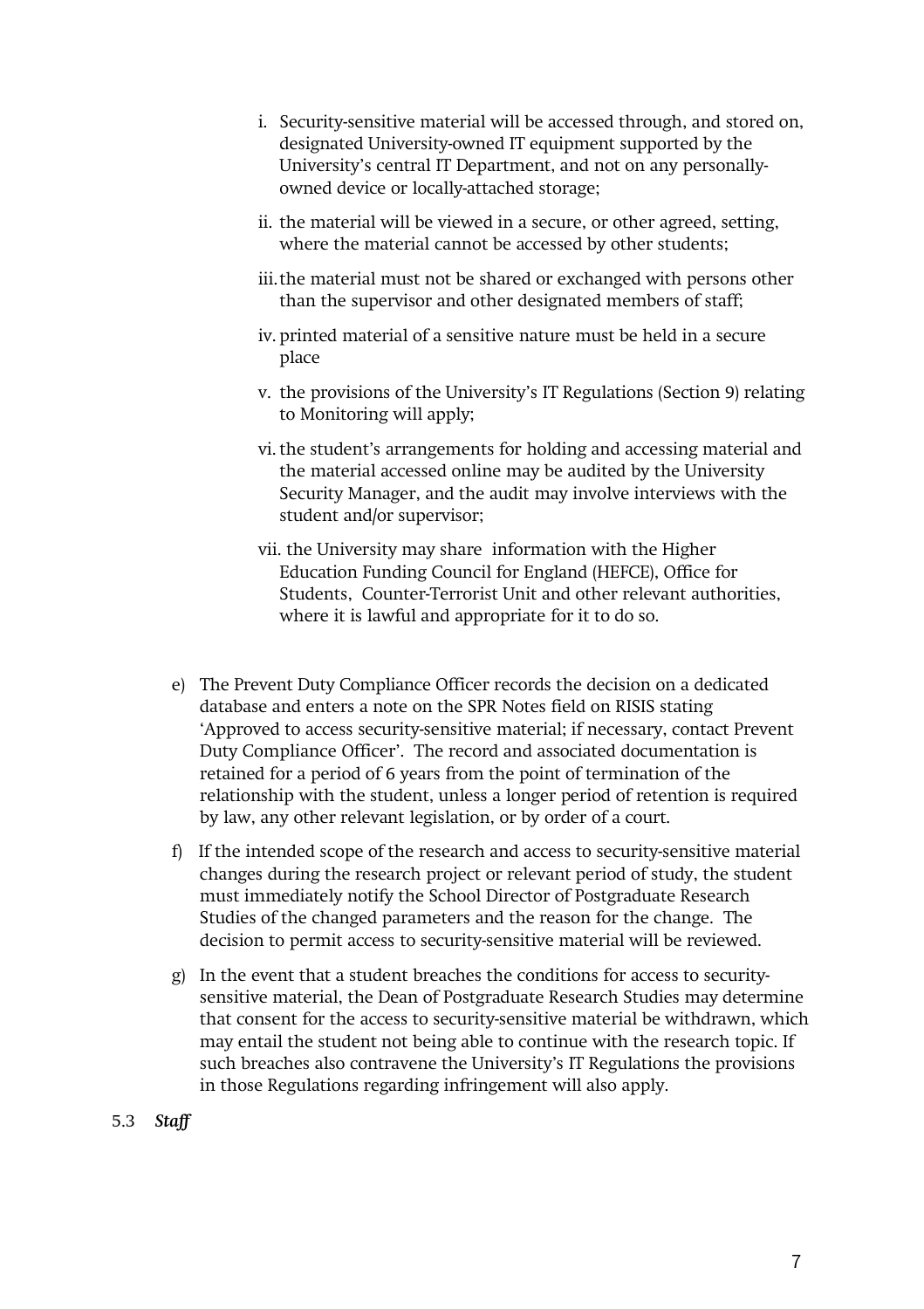i. Security-sensitive material will be accessed through, and stored on, designated University-owned IT equipment supported by the University's central IT Department, and not on any personally-owned device or locally-attached storage;

ii. the material will be viewed in a secure, or other agreed, setting, where the material cannot be accessed by other students;

iii. the material must not be shared or exchanged with persons other than the supervisor and other designated members of staff;

iv. printed material of a sensitive nature must be held in a secure place

v. the provisions of the University's IT Regulations (Section 9) relating to Monitoring will apply;

vi. the student's arrangements for holding and accessing material and the material accessed online may be audited by the University Security Manager, and the audit may involve interviews with the student and/or supervisor;

vii. the University may share information with the Higher Education Funding Council for England (HEFCE), Office for Students, Counter-Terrorist Unit and other relevant authorities, where it is lawful and appropriate for it to do so.

e) The Prevent Duty Compliance Officer records the decision on a dedicated database and enters a note on the SPR Notes field on RISIS stating 'Approved to access security-sensitive material; if necessary, contact Prevent Duty Compliance Officer'. The record and associated documentation is retained for a period of 6 years from the point of termination of the relationship with the student, unless a longer period of retention is required by law, any other relevant legislation, or by order of a court.

f) If the intended scope of the research and access to security-sensitive material changes during the research project or relevant period of study, the student must immediately notify the School Director of Postgraduate Research Studies of the changed parameters and the reason for the change. The decision to permit access to security-sensitive material will be reviewed.

g) In the event that a student breaches the conditions for access to security-sensitive material, the Dean of Postgraduate Research Studies may determine that consent for the access to security-sensitive material be withdrawn, which may entail the student not being able to continue with the research topic. If such breaches also contravene the University's IT Regulations the provisions in those Regulations regarding infringement will also apply.

5.3 ***Staff***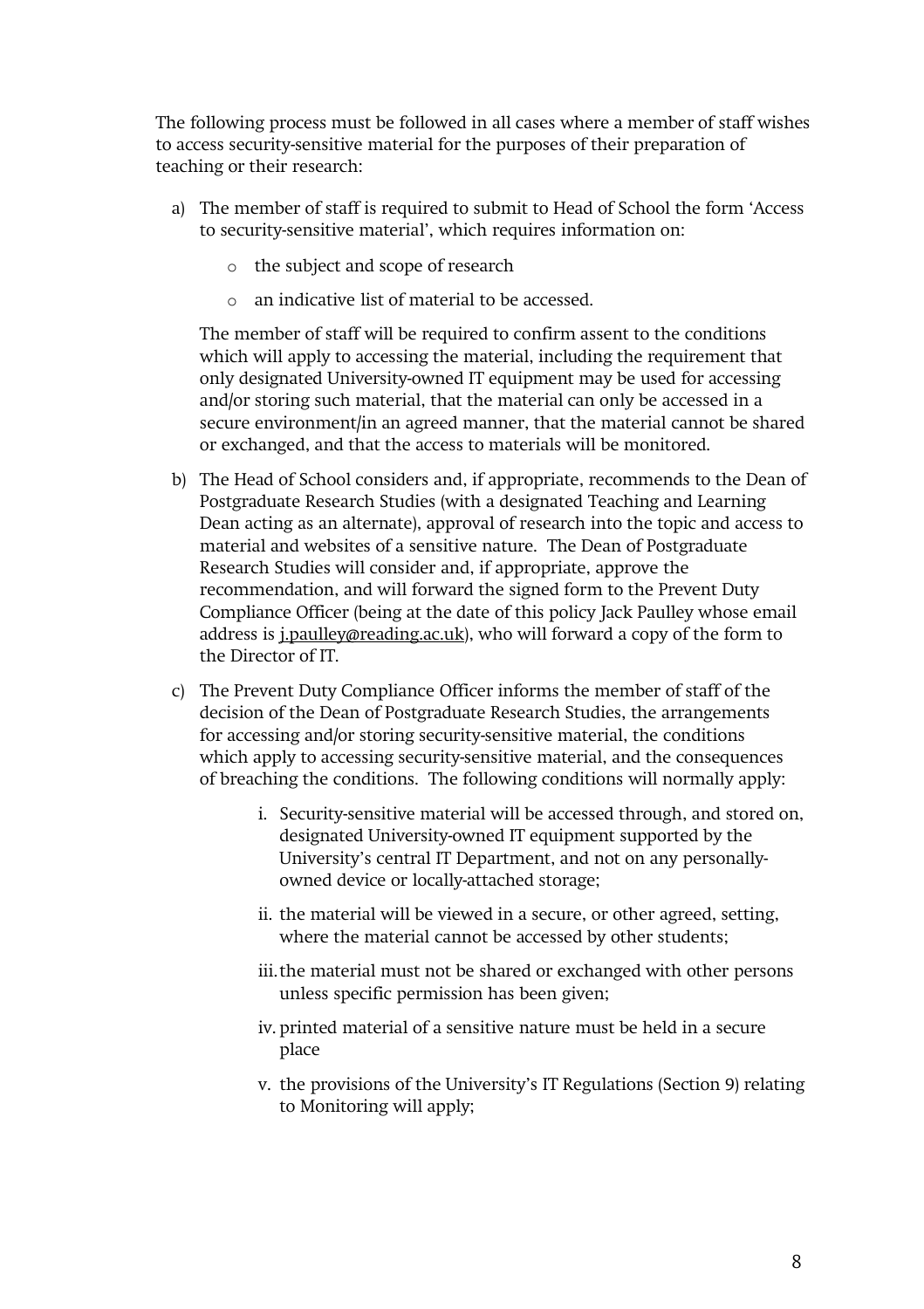The following process must be followed in all cases where a member of staff wishes to access security-sensitive material for the purposes of their preparation of teaching or their research:

a) The member of staff is required to submit to Head of School the form 'Access to security-sensitive material', which requires information on:

   - the subject and scope of research
   - an indicative list of material to be accessed.

   The member of staff will be required to confirm assent to the conditions which will apply to accessing the material, including the requirement that only designated University-owned IT equipment may be used for accessing and/or storing such material, that the material can only be accessed in a secure environment/in an agreed manner, that the material cannot be shared or exchanged, and that the access to materials will be monitored.

b) The Head of School considers and, if appropriate, recommends to the Dean of Postgraduate Research Studies (with a designated Teaching and Learning Dean acting as an alternate), approval of research into the topic and access to material and websites of a sensitive nature. The Dean of Postgraduate Research Studies will consider and, if appropriate, approve the recommendation, and will forward the signed form to the Prevent Duty Compliance Officer (being at the date of this policy Jack Paulley whose email address is j.paulley@reading.ac.uk), who will forward a copy of the form to the Director of IT.

c) The Prevent Duty Compliance Officer informs the member of staff of the decision of the Dean of Postgraduate Research Studies, the arrangements for accessing and/or storing security-sensitive material, the conditions which apply to accessing security-sensitive material, and the consequences of breaching the conditions. The following conditions will normally apply:

   i. Security-sensitive material will be accessed through, and stored on, designated University-owned IT equipment supported by the University's central IT Department, and not on any personally-owned device or locally-attached storage;

   ii. the material will be viewed in a secure, or other agreed, setting, where the material cannot be accessed by other students;

   iii. the material must not be shared or exchanged with other persons unless specific permission has been given;

   iv. printed material of a sensitive nature must be held in a secure place

   v. the provisions of the University's IT Regulations (Section 9) relating to Monitoring will apply;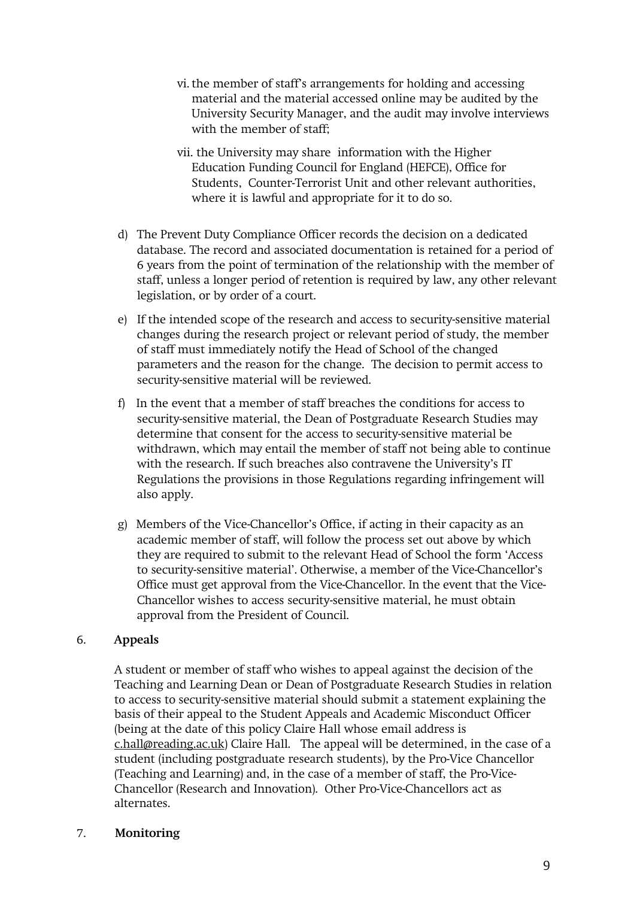vi. the member of staff's arrangements for holding and accessing material and the material accessed online may be audited by the University Security Manager, and the audit may involve interviews with the member of staff;

vii. the University may share information with the Higher Education Funding Council for England (HEFCE), Office for Students, Counter-Terrorist Unit and other relevant authorities, where it is lawful and appropriate for it to do so.

d) The Prevent Duty Compliance Officer records the decision on a dedicated database. The record and associated documentation is retained for a period of 6 years from the point of termination of the relationship with the member of staff, unless a longer period of retention is required by law, any other relevant legislation, or by order of a court.

e) If the intended scope of the research and access to security-sensitive material changes during the research project or relevant period of study, the member of staff must immediately notify the Head of School of the changed parameters and the reason for the change. The decision to permit access to security-sensitive material will be reviewed.

f) In the event that a member of staff breaches the conditions for access to security-sensitive material, the Dean of Postgraduate Research Studies may determine that consent for the access to security-sensitive material be withdrawn, which may entail the member of staff not being able to continue with the research. If such breaches also contravene the University's IT Regulations the provisions in those Regulations regarding infringement will also apply.

g) Members of the Vice-Chancellor's Office, if acting in their capacity as an academic member of staff, will follow the process set out above by which they are required to submit to the relevant Head of School the form 'Access to security-sensitive material'. Otherwise, a member of the Vice-Chancellor's Office must get approval from the Vice-Chancellor. In the event that the Vice-Chancellor wishes to access security-sensitive material, he must obtain approval from the President of Council.

## 6. Appeals

A student or member of staff who wishes to appeal against the decision of the Teaching and Learning Dean or Dean of Postgraduate Research Studies in relation to access to security-sensitive material should submit a statement explaining the basis of their appeal to the Student Appeals and Academic Misconduct Officer (being at the date of this policy Claire Hall whose email address is c.hall@reading.ac.uk) Claire Hall. The appeal will be determined, in the case of a student (including postgraduate research students), by the Pro-Vice Chancellor (Teaching and Learning) and, in the case of a member of staff, the Pro-Vice-Chancellor (Research and Innovation). Other Pro-Vice-Chancellors act as alternates.

## 7. Monitoring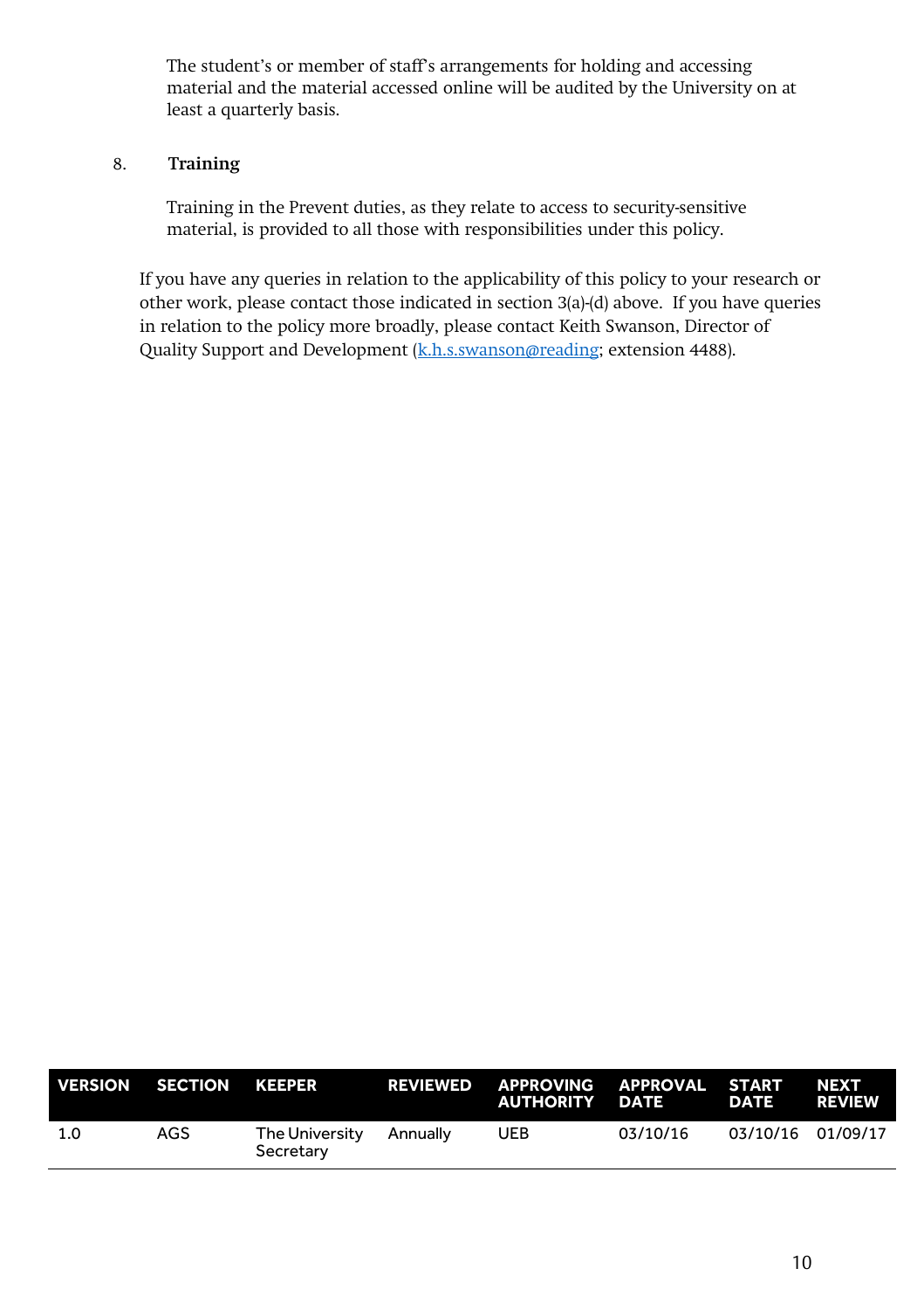The student's or member of staff's arrangements for holding and accessing material and the material accessed online will be audited by the University on at least a quarterly basis.

## 8. Training

Training in the Prevent duties, as they relate to access to security-sensitive material, is provided to all those with responsibilities under this policy.

If you have any queries in relation to the applicability of this policy to your research or other work, please contact those indicated in section 3(a)-(d) above. If you have queries in relation to the policy more broadly, please contact Keith Swanson, Director of Quality Support and Development (k.h.s.swanson@reading; extension 4488).

| VERSION | SECTION | KEEPER | REVIEWED | APPROVING AUTHORITY | APPROVAL DATE | START DATE | NEXT REVIEW |
|---|---|---|---|---|---|---|---|
| 1.0 | AGS | The University Secretary | Annually | UEB | 03/10/16 | 03/10/16 | 01/09/17 |